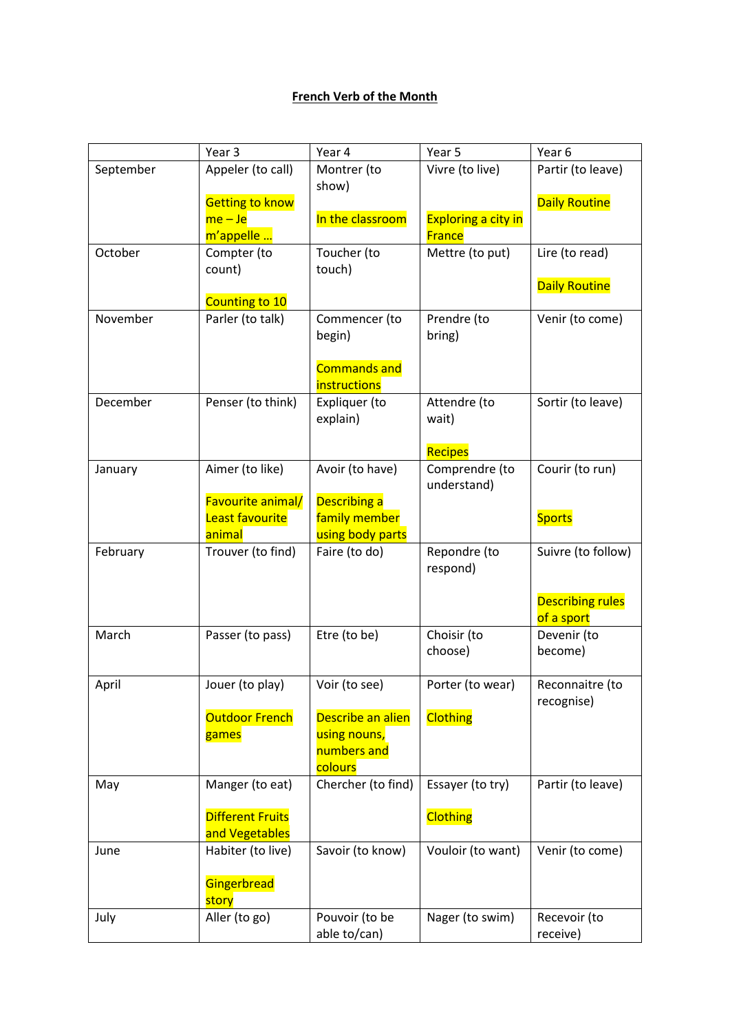**French Verb of the Month**

| | Year 3 | Year 4 | Year 5 | Year 6 |
|---|---|---|---|---|
| September | Appeler (to call)<br><br>Getting to know me – Je m'appelle … | Montrer (to show)<br><br>In the classroom | Vivre (to live)<br><br>Exploring a city in France | Partir (to leave)<br><br>Daily Routine |
| October | Compter (to count)<br><br>Counting to 10 | Toucher (to touch) | Mettre (to put) | Lire (to read)<br><br>Daily Routine |
| November | Parler (to talk) | Commencer (to begin)<br><br>Commands and instructions | Prendre (to bring) | Venir (to come) |
| December | Penser (to think) | Expliquer (to explain) | Attendre (to wait)<br><br>Recipes | Sortir (to leave) |
| January | Aimer (to like)<br><br>Favourite animal/ Least favourite animal | Avoir (to have)<br><br>Describing a family member using body parts | Comprendre (to understand) | Courir (to run)<br><br>Sports |
| February | Trouver (to find) | Faire (to do) | Repondre (to respond) | Suivre (to follow)<br><br>Describing rules of a sport |
| March | Passer (to pass) | Etre (to be) | Choisir (to choose) | Devenir (to become) |
| April | Jouer (to play)<br><br>Outdoor French games | Voir (to see)<br><br>Describe an alien using nouns, numbers and colours | Porter (to wear)<br><br>Clothing | Reconnaitre (to recognise) |
| May | Manger (to eat)<br><br>Different Fruits and Vegetables | Chercher (to find) | Essayer (to try)<br><br>Clothing | Partir (to leave) |
| June | Habiter (to live)<br><br>Gingerbread story | Savoir (to know) | Vouloir (to want) | Venir (to come) |
| July | Aller (to go) | Pouvoir (to be able to/can) | Nager (to swim) | Recevoir (to receive) |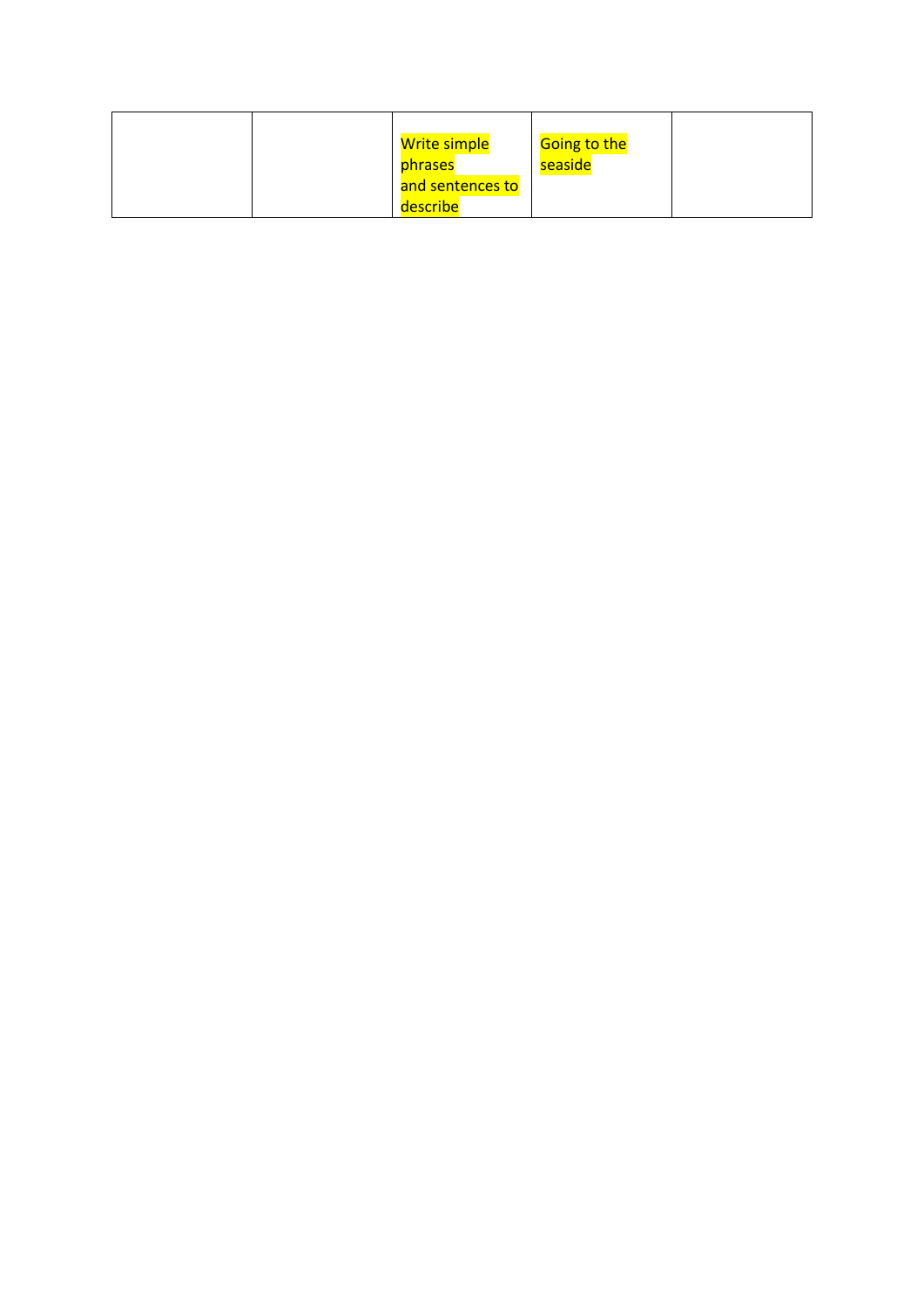| | | | | |
|---|---|---|---|---|
| | | Write simple phrases and sentences to describe | Going to the seaside | |